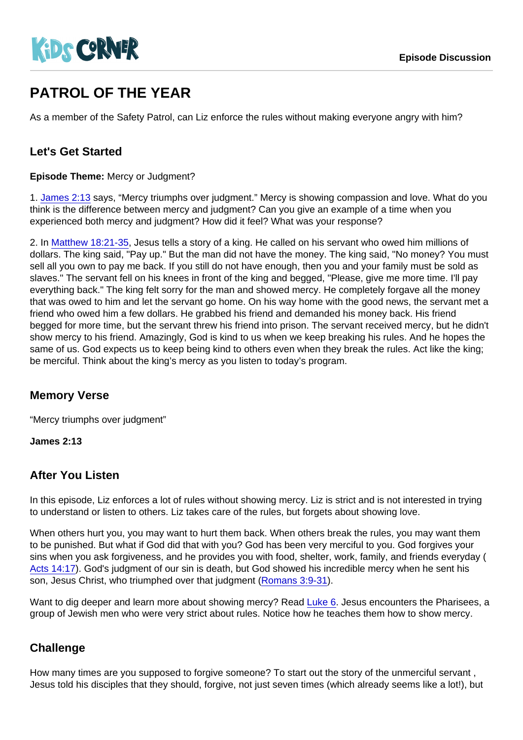KiDS CORNER

Episode Discussion

# PATROL OF THE YEAR

As a member of the Safety Patrol, can Liz enforce the rules without making everyone angry with him?

## Let's Get Started

**Episode Theme:** Mercy or Judgment?

1. James 2:13 says, "Mercy triumphs over judgment." Mercy is showing compassion and love. What do you think is the difference between mercy and judgment? Can you give an example of a time when you experienced both mercy and judgment? How did it feel? What was your response?

2. In Matthew 18:21-35, Jesus tells a story of a king. He called on his servant who owed him millions of dollars. The king said, "Pay up." But the man did not have the money. The king said, "No money? You must sell all you own to pay me back. If you still do not have enough, then you and your family must be sold as slaves." The servant fell on his knees in front of the king and begged, "Please, give me more time. I'll pay everything back." The king felt sorry for the man and showed mercy. He completely forgave all the money that was owed to him and let the servant go home. On his way home with the good news, the servant met a friend who owed him a few dollars. He grabbed his friend and demanded his money back. His friend begged for more time, but the servant threw his friend into prison. The servant received mercy, but he didn't show mercy to his friend. Amazingly, God is kind to us when we keep breaking his rules. And he hopes the same of us. God expects us to keep being kind to others even when they break the rules. Act like the king; be merciful. Think about the king's mercy as you listen to today's program.

## Memory Verse

"Mercy triumphs over judgment"

**James 2:13**

## After You Listen

In this episode, Liz enforces a lot of rules without showing mercy. Liz is strict and is not interested in trying to understand or listen to others. Liz takes care of the rules, but forgets about showing love.

When others hurt you, you may want to hurt them back. When others break the rules, you may want them to be punished. But what if God did that with you? God has been very merciful to you. God forgives your sins when you ask forgiveness, and he provides you with food, shelter, work, family, and friends everyday ( Acts 14:17). God's judgment of our sin is death, but God showed his incredible mercy when he sent his son, Jesus Christ, who triumphed over that judgment (Romans 3:9-31).

Want to dig deeper and learn more about showing mercy? Read Luke 6. Jesus encounters the Pharisees, a group of Jewish men who were very strict about rules. Notice how he teaches them how to show mercy.

## Challenge

How many times are you supposed to forgive someone? To start out the story of the unmerciful servant , Jesus told his disciples that they should, forgive, not just seven times (which already seems like a lot!), but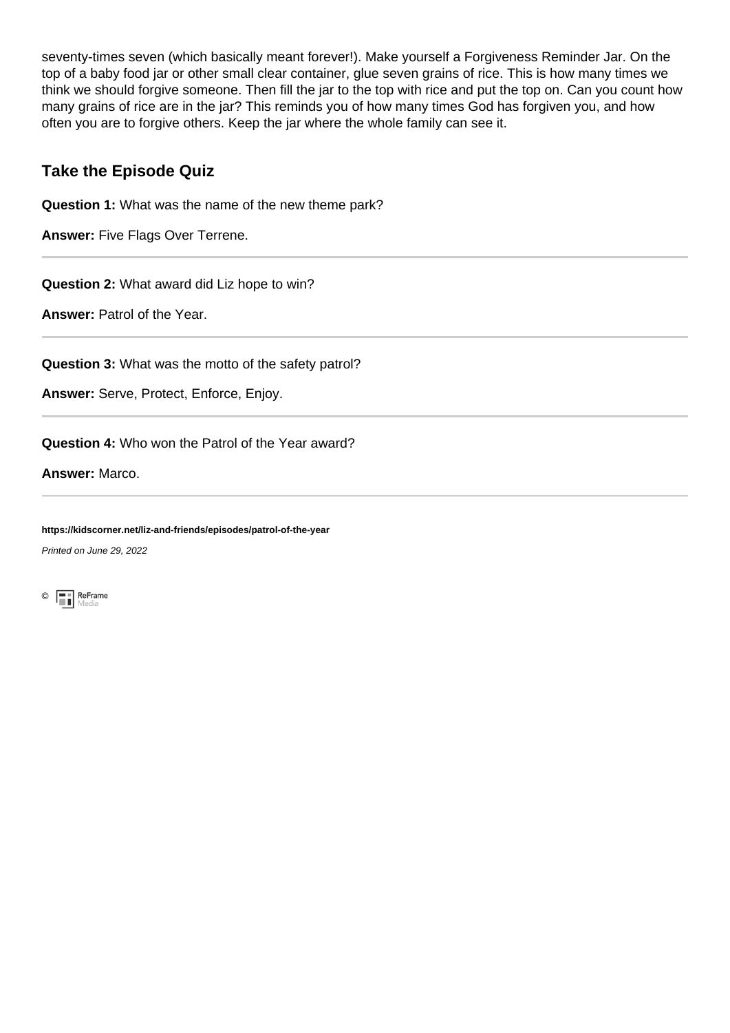seventy-times seven (which basically meant forever!). Make yourself a Forgiveness Reminder Jar. On the top of a baby food jar or other small clear container, glue seven grains of rice. This is how many times we think we should forgive someone. Then fill the jar to the top with rice and put the top on. Can you count how many grains of rice are in the jar? This reminds you of how many times God has forgiven you, and how often you are to forgive others. Keep the jar where the whole family can see it.

## Take the Episode Quiz

**Question 1:** What was the name of the new theme park?

**Answer:** Five Flags Over Terrene.

---

**Question 2:** What award did Liz hope to win?

**Answer:** Patrol of the Year.

---

**Question 3:** What was the motto of the safety patrol?

**Answer:** Serve, Protect, Enforce, Enjoy.

---

**Question 4:** Who won the Patrol of the Year award?

**Answer:** Marco.

---

**https://kidscorner.net/liz-and-friends/episodes/patrol-of-the-year**

*Printed on June 29, 2022*

© ReFrame Media